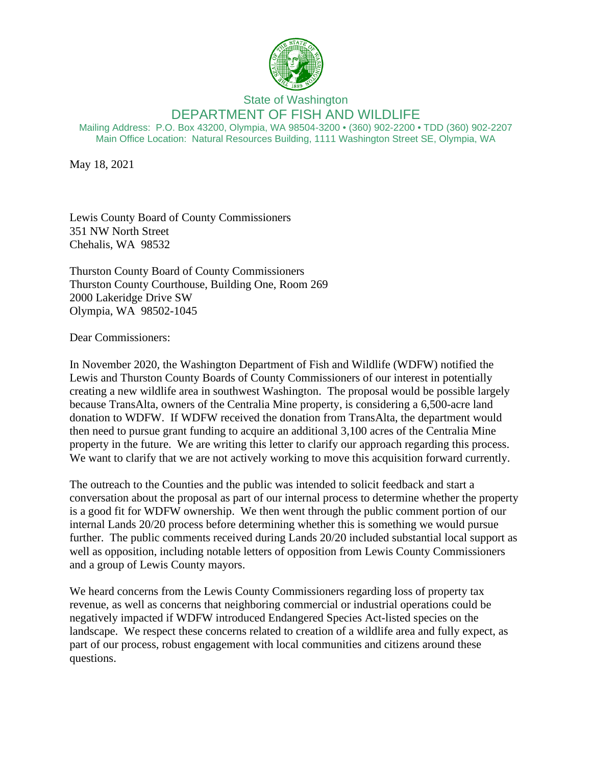State of Washington

DEPARTMENT OF FISH AND WILDLIFE

Mailing Address: P.O. Box 43200, Olympia, WA 98504-3200 • (360) 902-2200 • TDD (360) 902-2207
Main Office Location: Natural Resources Building, 1111 Washington Street SE, Olympia, WA

May 18, 2021

Lewis County Board of County Commissioners
351 NW North Street
Chehalis, WA 98532

Thurston County Board of County Commissioners
Thurston County Courthouse, Building One, Room 269
2000 Lakeridge Drive SW
Olympia, WA 98502-1045

Dear Commissioners:

In November 2020, the Washington Department of Fish and Wildlife (WDFW) notified the Lewis and Thurston County Boards of County Commissioners of our interest in potentially creating a new wildlife area in southwest Washington. The proposal would be possible largely because TransAlta, owners of the Centralia Mine property, is considering a 6,500-acre land donation to WDFW. If WDFW received the donation from TransAlta, the department would then need to pursue grant funding to acquire an additional 3,100 acres of the Centralia Mine property in the future. We are writing this letter to clarify our approach regarding this process. We want to clarify that we are not actively working to move this acquisition forward currently.

The outreach to the Counties and the public was intended to solicit feedback and start a conversation about the proposal as part of our internal process to determine whether the property is a good fit for WDFW ownership. We then went through the public comment portion of our internal Lands 20/20 process before determining whether this is something we would pursue further. The public comments received during Lands 20/20 included substantial local support as well as opposition, including notable letters of opposition from Lewis County Commissioners and a group of Lewis County mayors.

We heard concerns from the Lewis County Commissioners regarding loss of property tax revenue, as well as concerns that neighboring commercial or industrial operations could be negatively impacted if WDFW introduced Endangered Species Act-listed species on the landscape. We respect these concerns related to creation of a wildlife area and fully expect, as part of our process, robust engagement with local communities and citizens around these questions.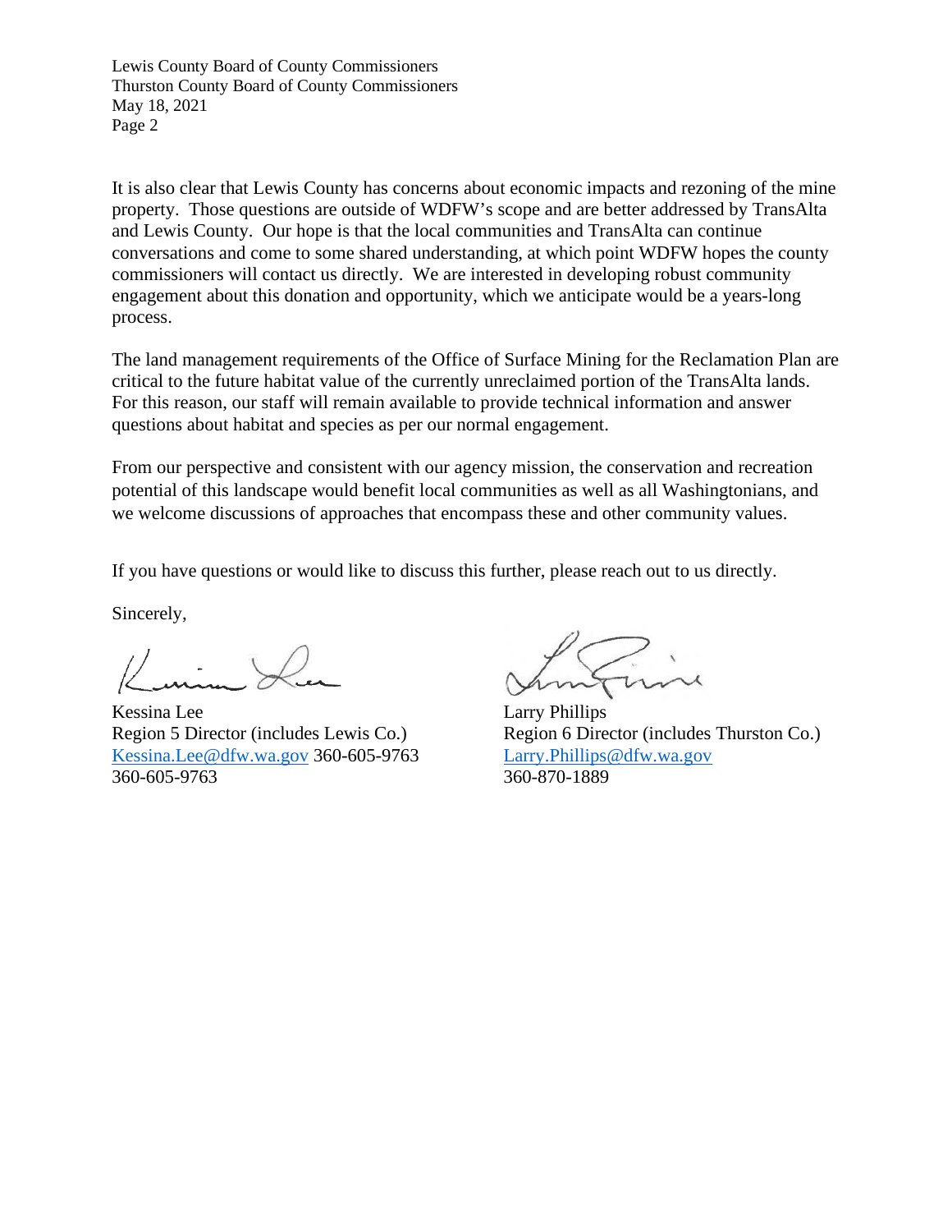It is also clear that Lewis County has concerns about economic impacts and rezoning of the mine property. Those questions are outside of WDFW's scope and are better addressed by TransAlta and Lewis County. Our hope is that the local communities and TransAlta can continue conversations and come to some shared understanding, at which point WDFW hopes the county commissioners will contact us directly. We are interested in developing robust community engagement about this donation and opportunity, which we anticipate would be a years-long process.

The land management requirements of the Office of Surface Mining for the Reclamation Plan are critical to the future habitat value of the currently unreclaimed portion of the TransAlta lands. For this reason, our staff will remain available to provide technical information and answer questions about habitat and species as per our normal engagement.

From our perspective and consistent with our agency mission, the conservation and recreation potential of this landscape would benefit local communities as well as all Washingtonians, and we welcome discussions of approaches that encompass these and other community values.

If you have questions or would like to discuss this further, please reach out to us directly.

Sincerely,

Kessina Lee
Region 5 Director (includes Lewis Co.)
Kessina.Lee@dfw.wa.gov 360-605-9763
360-605-9763

Larry Phillips
Region 6 Director (includes Thurston Co.)
Larry.Phillips@dfw.wa.gov
360-870-1889